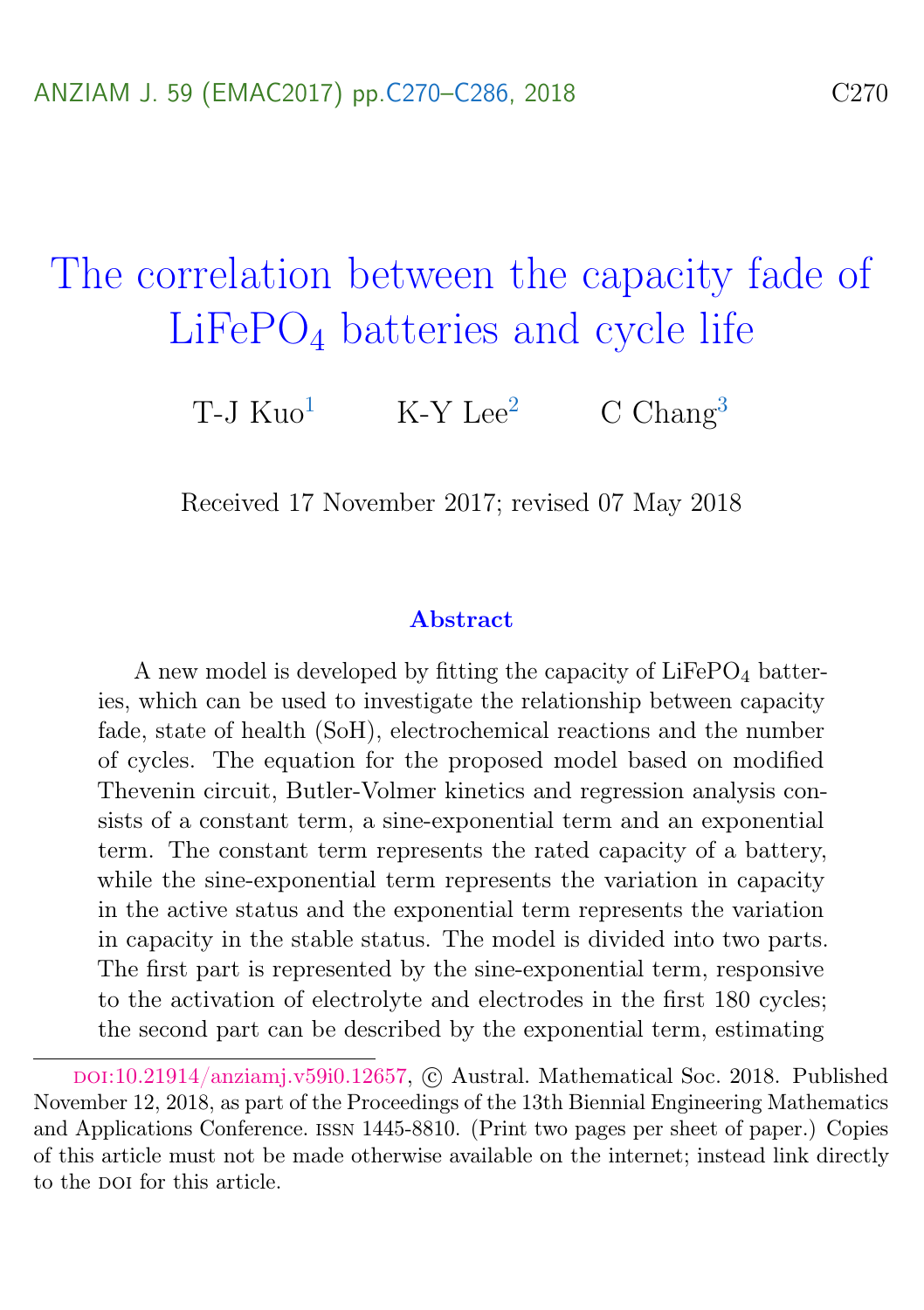# The correlation between the capacity fade of $LiFePO_4$ batteries and cycle life

T-J Kuo[1] K-Y Lee[2] C Chang[3]

Received 17 November 2017; revised 07 May 2018

### Abstract

A new model is developed by fitting the capacity of $LiFePO_4$ batteries, which can be used to investigate the relationship between capacity fade, state of health (SoH), electrochemical reactions and the number of cycles. The equation for the proposed model based on modified Thevenin circuit, Butler-Volmer kinetics and regression analysis consists of a constant term, a sine-exponential term and an exponential term. The constant term represents the rated capacity of a battery, while the sine-exponential term represents the variation in capacity in the active status and the exponential term represents the variation in capacity in the stable status. The model is divided into two parts. The first part is represented by the sine-exponential term, responsive to the activation of electrolyte and electrodes in the first 180 cycles; the second part can be described by the exponential term, estimating

---

doi:10.21914/anziamj.v59i0.12657, © Austral. Mathematical Soc. 2018. Published November 12, 2018, as part of the Proceedings of the 13th Biennial Engineering Mathematics and Applications Conference. issn 1445-8810. (Print two pages per sheet of paper.) Copies of this article must not be made otherwise available on the internet; instead link directly to the doi for this article.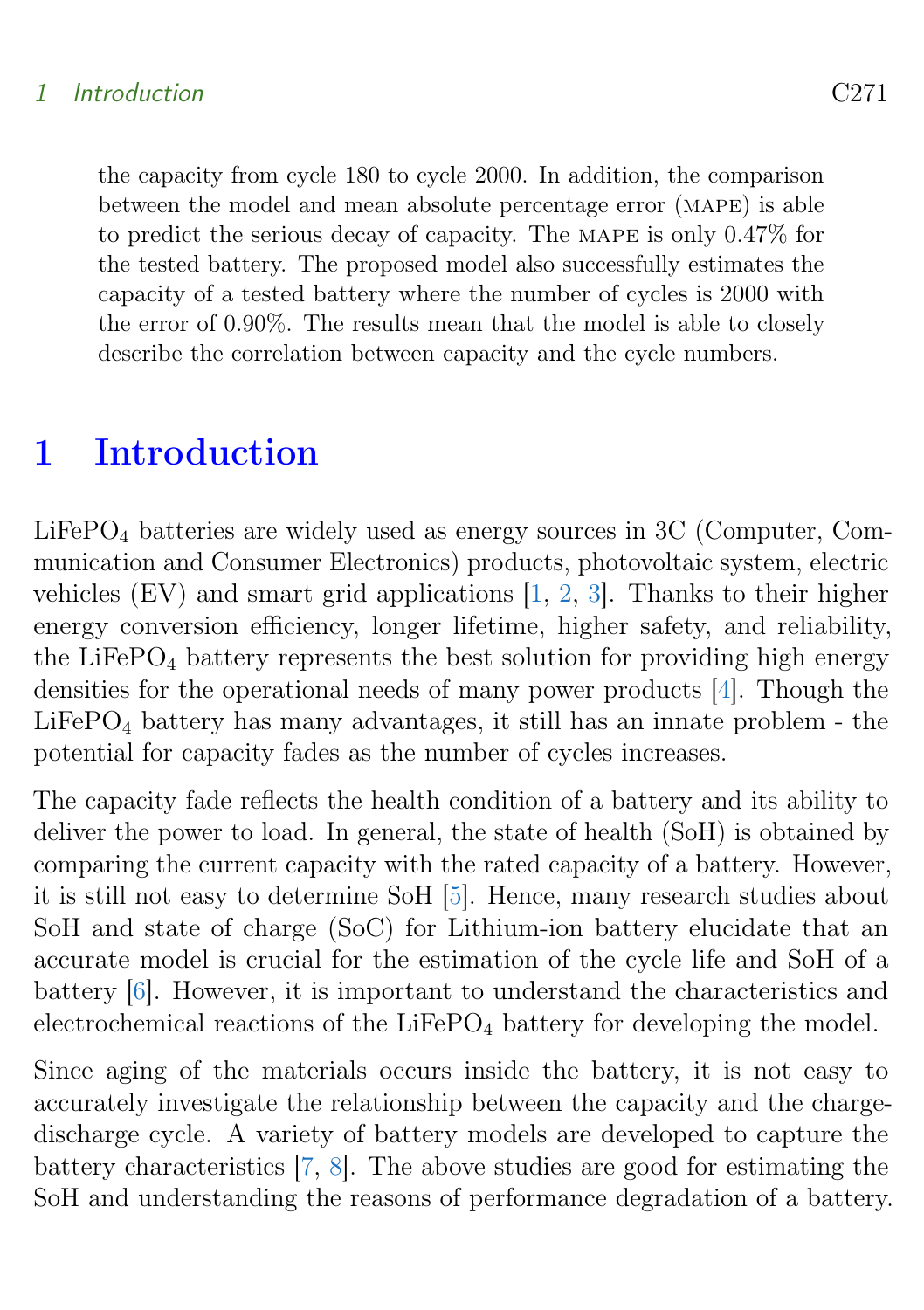the capacity from cycle 180 to cycle 2000. In addition, the comparison between the model and mean absolute percentage error (MAPE) is able to predict the serious decay of capacity. The MAPE is only 0.47% for the tested battery. The proposed model also successfully estimates the capacity of a tested battery where the number of cycles is 2000 with the error of 0.90%. The results mean that the model is able to closely describe the correlation between capacity and the cycle numbers.

# 1 Introduction

$LiFePO_4$ batteries are widely used as energy sources in 3C (Computer, Communication and Consumer Electronics) products, photovoltaic system, electric vehicles (EV) and smart grid applications [1, 2, 3]. Thanks to their higher energy conversion efficiency, longer lifetime, higher safety, and reliability, the $LiFePO_4$ battery represents the best solution for providing high energy densities for the operational needs of many power products [4]. Though the $LiFePO_4$ battery has many advantages, it still has an innate problem - the potential for capacity fades as the number of cycles increases.

The capacity fade reflects the health condition of a battery and its ability to deliver the power to load. In general, the state of health (SoH) is obtained by comparing the current capacity with the rated capacity of a battery. However, it is still not easy to determine SoH [5]. Hence, many research studies about SoH and state of charge (SoC) for Lithium-ion battery elucidate that an accurate model is crucial for the estimation of the cycle life and SoH of a battery [6]. However, it is important to understand the characteristics and electrochemical reactions of the $LiFePO_4$ battery for developing the model.

Since aging of the materials occurs inside the battery, it is not easy to accurately investigate the relationship between the capacity and the charge-discharge cycle. A variety of battery models are developed to capture the battery characteristics [7, 8]. The above studies are good for estimating the SoH and understanding the reasons of performance degradation of a battery.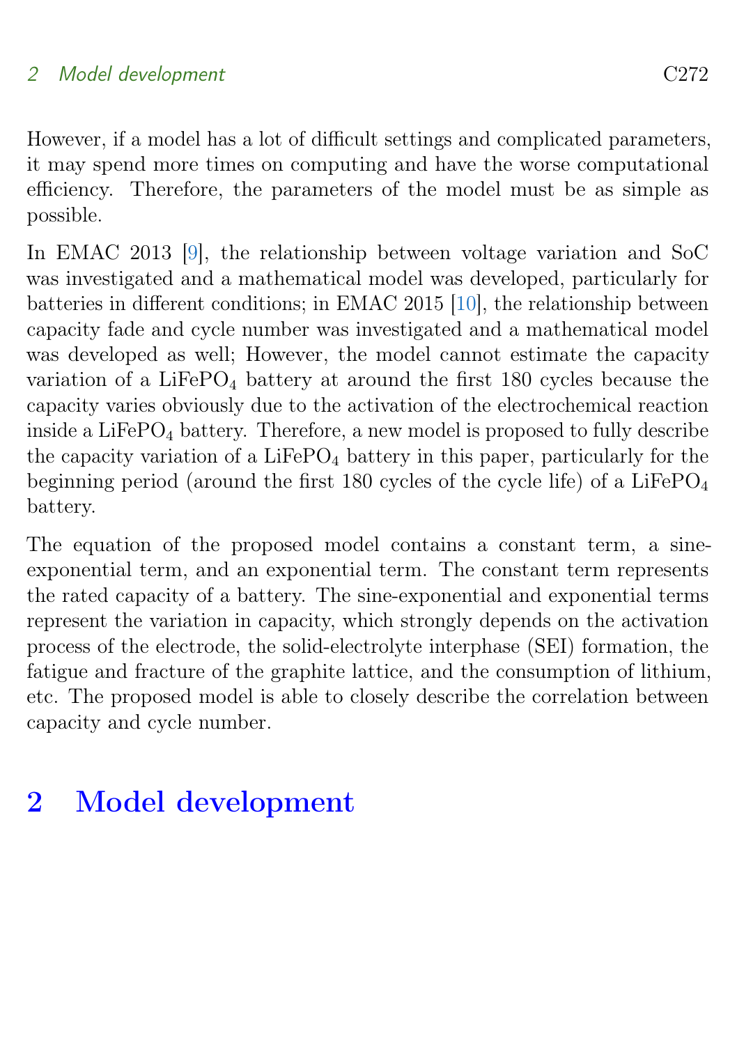However, if a model has a lot of difficult settings and complicated parameters, it may spend more times on computing and have the worse computational efficiency. Therefore, the parameters of the model must be as simple as possible.

In EMAC 2013 [9], the relationship between voltage variation and SoC was investigated and a mathematical model was developed, particularly for batteries in different conditions; in EMAC 2015 [10], the relationship between capacity fade and cycle number was investigated and a mathematical model was developed as well; However, the model cannot estimate the capacity variation of a $LiFePO_4$ battery at around the first 180 cycles because the capacity varies obviously due to the activation of the electrochemical reaction inside a $LiFePO_4$ battery. Therefore, a new model is proposed to fully describe the capacity variation of a $LiFePO_4$ battery in this paper, particularly for the beginning period (around the first 180 cycles of the cycle life) of a $LiFePO_4$ battery.

The equation of the proposed model contains a constant term, a sine-exponential term, and an exponential term. The constant term represents the rated capacity of a battery. The sine-exponential and exponential terms represent the variation in capacity, which strongly depends on the activation process of the electrode, the solid-electrolyte interphase (SEI) formation, the fatigue and fracture of the graphite lattice, and the consumption of lithium, etc. The proposed model is able to closely describe the correlation between capacity and cycle number.

## 2 Model development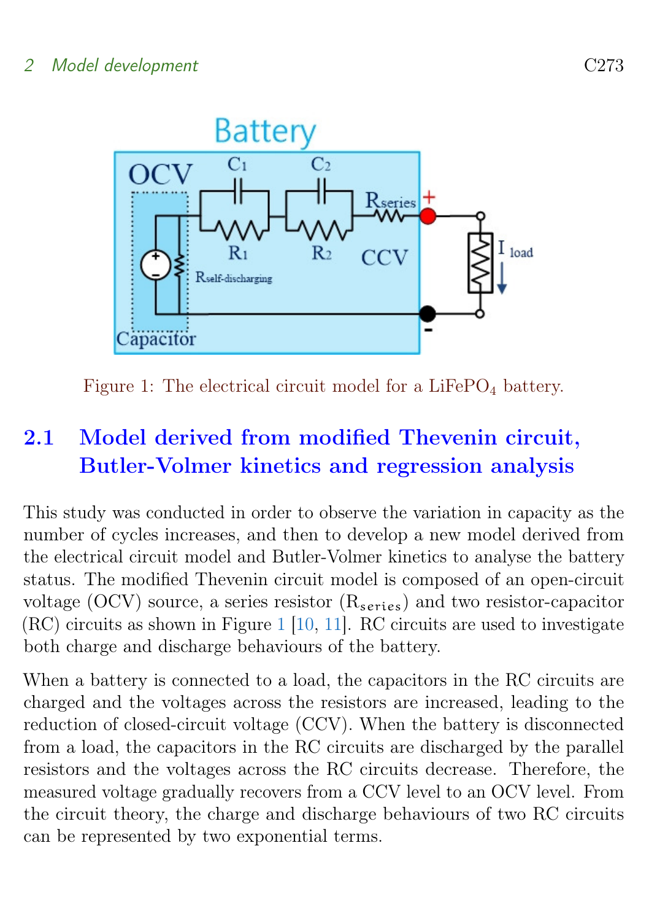Figure 1: The electrical circuit model for a $LiFePO_4$ battery.

## 2.1 Model derived from modified Thevenin circuit, Butler-Volmer kinetics and regression analysis

This study was conducted in order to observe the variation in capacity as the number of cycles increases, and then to develop a new model derived from the electrical circuit model and Butler-Volmer kinetics to analyse the battery status. The modified Thevenin circuit model is composed of an open-circuit voltage (OCV) source, a series resistor ($R_{series}$) and two resistor-capacitor (RC) circuits as shown in Figure 1 [10, 11]. RC circuits are used to investigate both charge and discharge behaviours of the battery.

When a battery is connected to a load, the capacitors in the RC circuits are charged and the voltages across the resistors are increased, leading to the reduction of closed-circuit voltage (CCV). When the battery is disconnected from a load, the capacitors in the RC circuits are discharged by the parallel resistors and the voltages across the RC circuits decrease. Therefore, the measured voltage gradually recovers from a CCV level to an OCV level. From the circuit theory, the charge and discharge behaviours of two RC circuits can be represented by two exponential terms.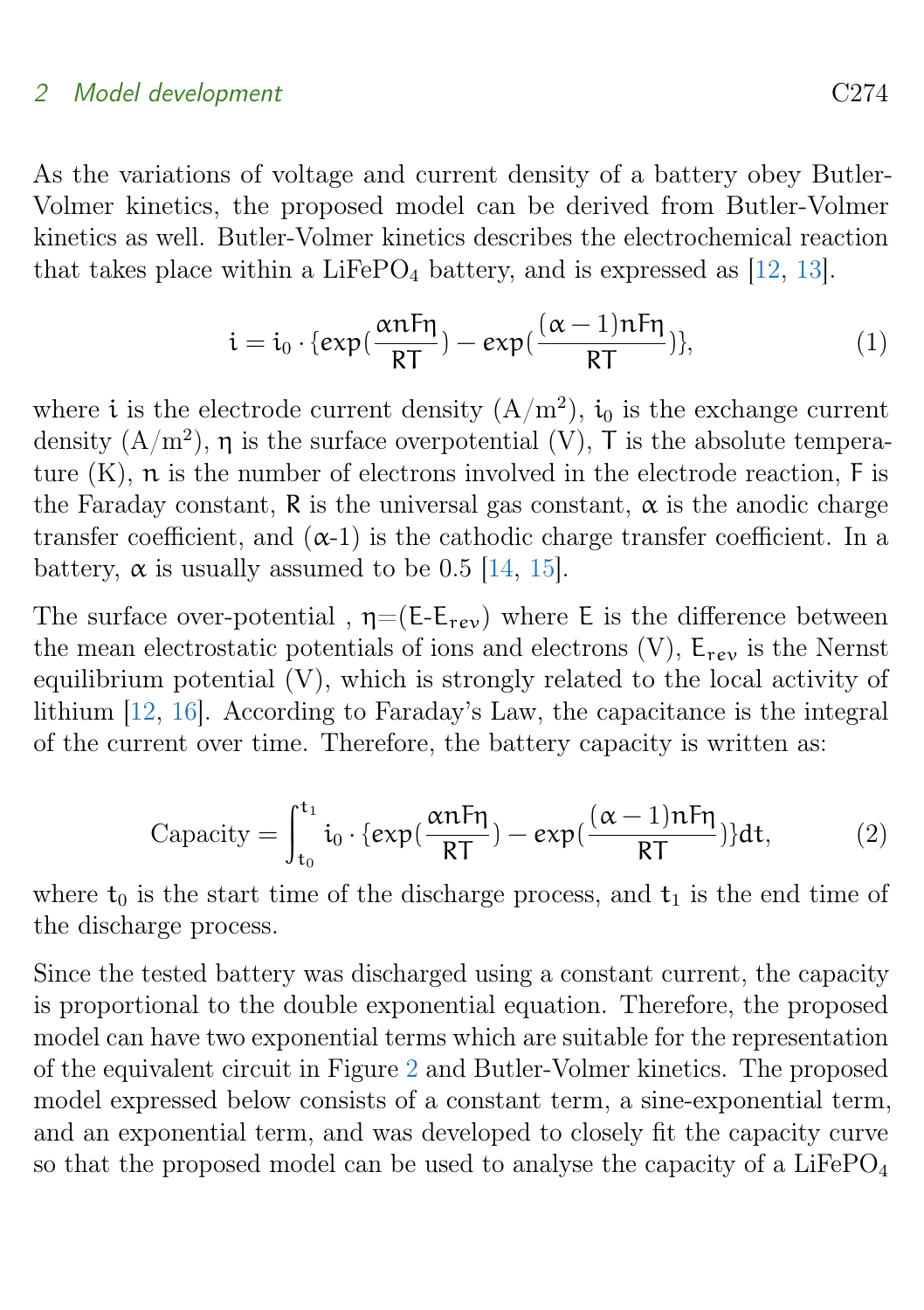As the variations of voltage and current density of a battery obey Butler-Volmer kinetics, the proposed model can be derived from Butler-Volmer kinetics as well. Butler-Volmer kinetics describes the electrochemical reaction that takes place within a $LiFePO_4$ battery, and is expressed as [12, 13].

$$i = i_0 \cdot \{exp(\frac{\alpha n F \eta}{RT}) - exp(\frac{(\alpha - 1) n F \eta}{RT})\}, \tag{1}$$

where $i$ is the electrode current density ($A/m^2$), $i_0$ is the exchange current density ($A/m^2$), $\eta$ is the surface overpotential (V), $T$ is the absolute temperature (K), $n$ is the number of electrons involved in the electrode reaction, $F$ is the Faraday constant, $R$ is the universal gas constant, $\alpha$ is the anodic charge transfer coefficient, and ($\alpha$-1) is the cathodic charge transfer coefficient. In a battery, $\alpha$ is usually assumed to be 0.5 [14, 15].

The surface over-potential , $\eta$=($E$-$E_{rev}$) where $E$ is the difference between the mean electrostatic potentials of ions and electrons (V), $E_{rev}$ is the Nernst equilibrium potential (V), which is strongly related to the local activity of lithium [12, 16]. According to Faraday's Law, the capacitance is the integral of the current over time. Therefore, the battery capacity is written as:

$$\text{Capacity} = \int_{t_0}^{t_1} i_0 \cdot \{exp(\frac{\alpha n F \eta}{RT}) - exp(\frac{(\alpha - 1) n F \eta}{RT})\} dt, \tag{2}$$

where $t_0$ is the start time of the discharge process, and $t_1$ is the end time of the discharge process.

Since the tested battery was discharged using a constant current, the capacity is proportional to the double exponential equation. Therefore, the proposed model can have two exponential terms which are suitable for the representation of the equivalent circuit in Figure 2 and Butler-Volmer kinetics. The proposed model expressed below consists of a constant term, a sine-exponential term, and an exponential term, and was developed to closely fit the capacity curve so that the proposed model can be used to analyse the capacity of a $LiFePO_4$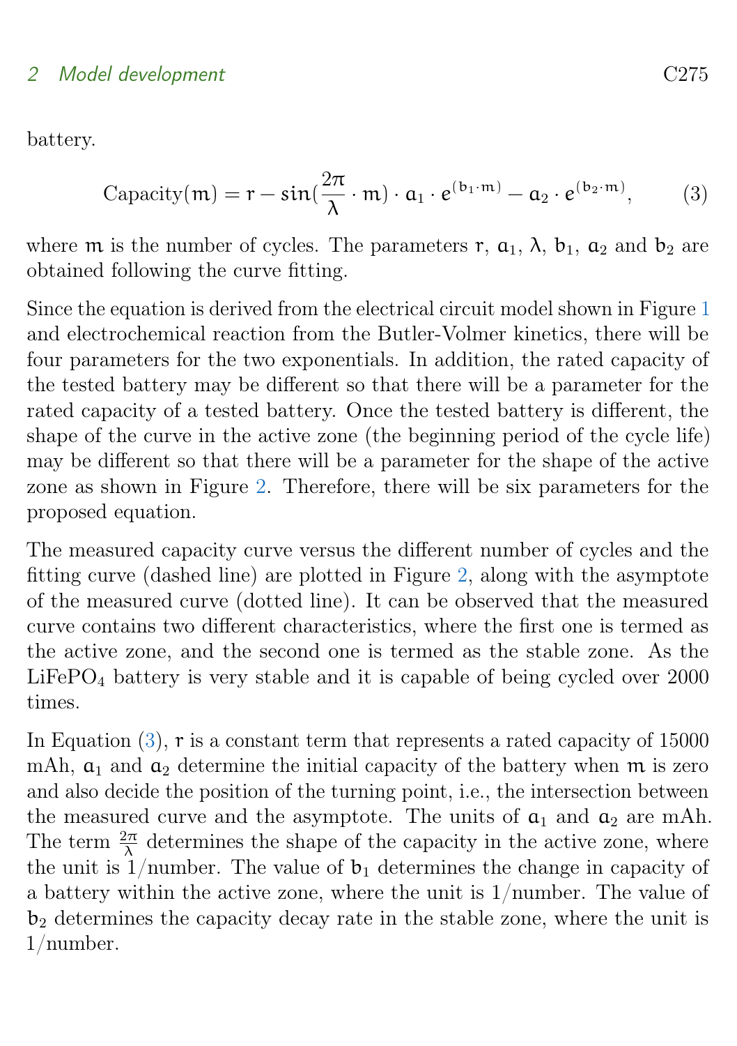battery.

$$\text{Capacity}(m) = r - sin(\frac{2\pi}{\lambda} \cdot m) \cdot a_1 \cdot e^{(b_1 \cdot m)} - a_2 \cdot e^{(b_2 \cdot m)}, \tag{3}$$

where $m$ is the number of cycles. The parameters $r$, $a_1$, $\lambda$, $b_1$, $a_2$ and $b_2$ are obtained following the curve fitting.

Since the equation is derived from the electrical circuit model shown in Figure 1 and electrochemical reaction from the Butler-Volmer kinetics, there will be four parameters for the two exponentials. In addition, the rated capacity of the tested battery may be different so that there will be a parameter for the rated capacity of a tested battery. Once the tested battery is different, the shape of the curve in the active zone (the beginning period of the cycle life) may be different so that there will be a parameter for the shape of the active zone as shown in Figure 2. Therefore, there will be six parameters for the proposed equation.

The measured capacity curve versus the different number of cycles and the fitting curve (dashed line) are plotted in Figure 2, along with the asymptote of the measured curve (dotted line). It can be observed that the measured curve contains two different characteristics, where the first one is termed as the active zone, and the second one is termed as the stable zone. As the $LiFePO_4$ battery is very stable and it is capable of being cycled over 2000 times.

In Equation (3), $r$ is a constant term that represents a rated capacity of 15000 mAh, $a_1$ and $a_2$ determine the initial capacity of the battery when $m$ is zero and also decide the position of the turning point, i.e., the intersection between the measured curve and the asymptote. The units of $a_1$ and $a_2$ are mAh. The term $\frac{2\pi}{\lambda}$ determines the shape of the capacity in the active zone, where the unit is 1/number. The value of $b_1$ determines the change in capacity of a battery within the active zone, where the unit is 1/number. The value of $b_2$ determines the capacity decay rate in the stable zone, where the unit is 1/number.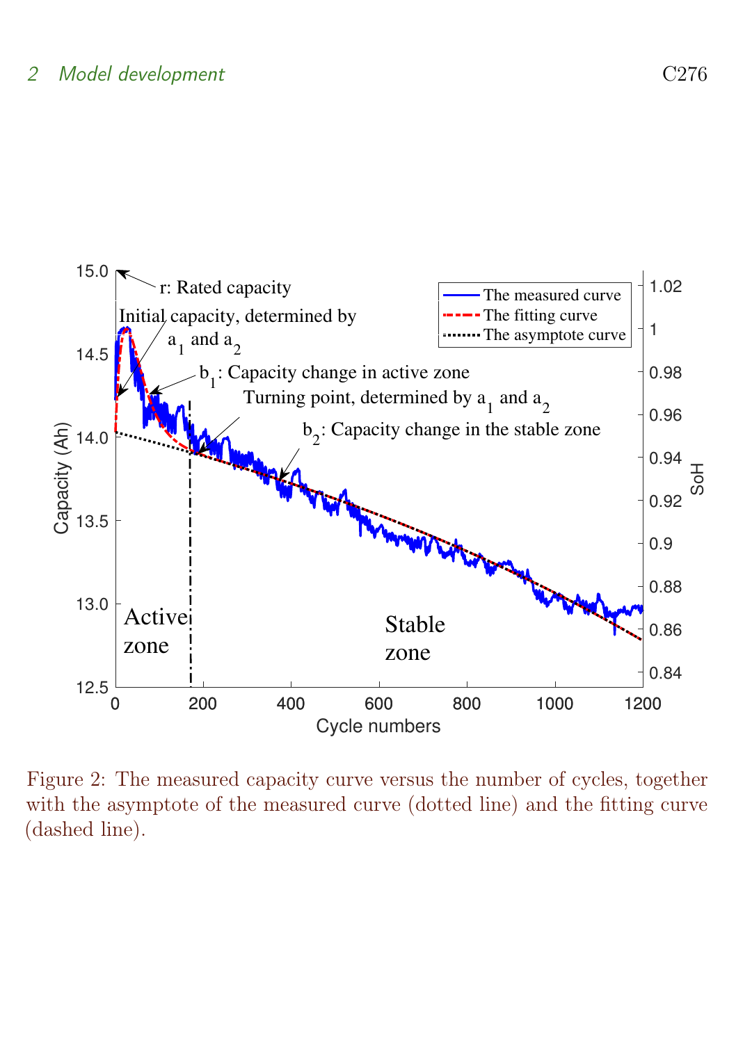Figure 2: The measured capacity curve versus the number of cycles, together with the asymptote of the measured curve (dotted line) and the fitting curve (dashed line).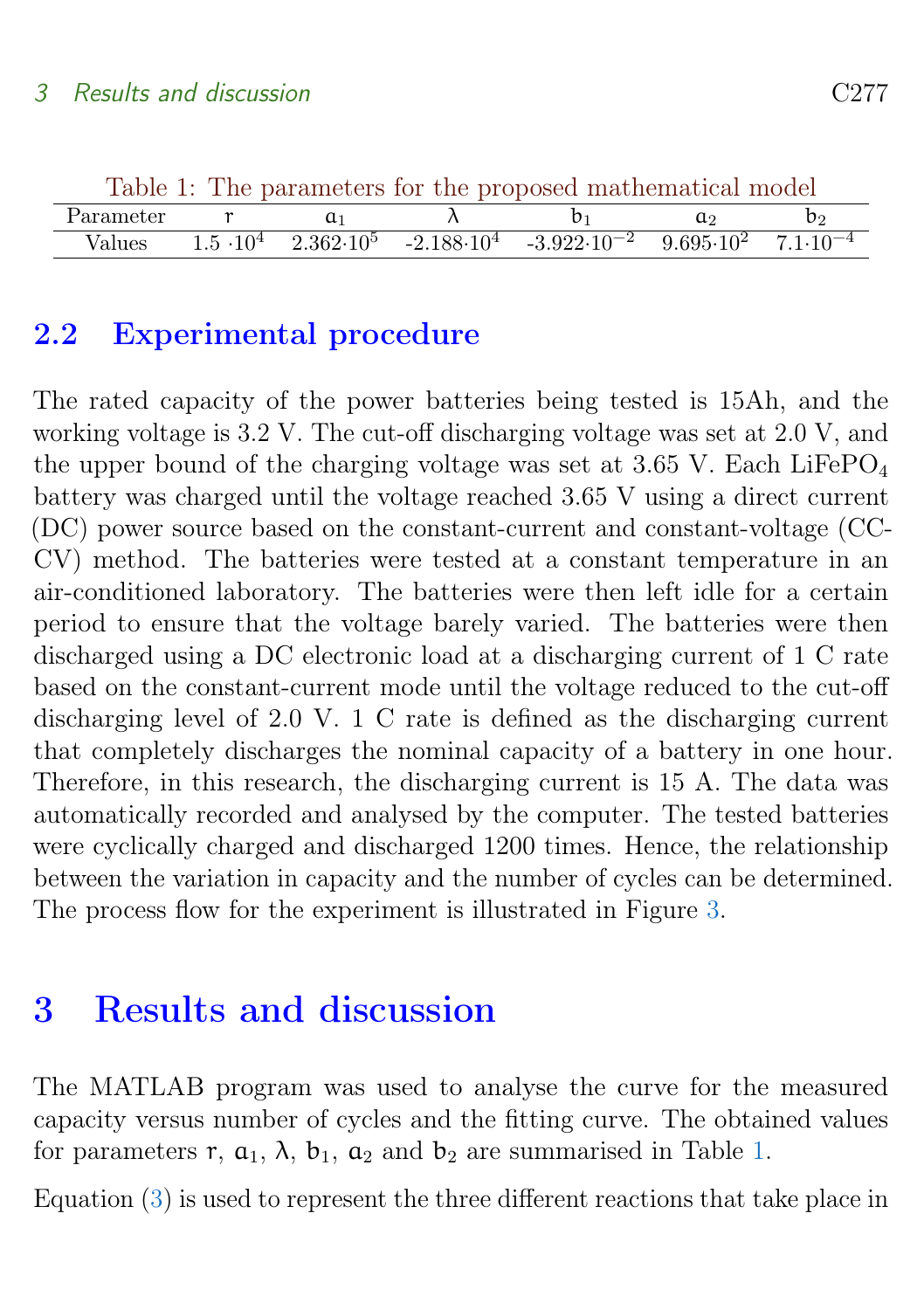Table 1: The parameters for the proposed mathematical model

| Parameter | $r$ | $a_1$ | $\lambda$ | $b_1$ | $a_2$ | $b_2$ |
|---|---|---|---|---|---|---|
| Values | $1.5 \cdot 10^4$ | $2.362 \cdot 10^5$ | $-2.188 \cdot 10^4$ | $-3.922 \cdot 10^{-2}$ | $9.695 \cdot 10^2$ | $7.1 \cdot 10^{-4}$ |

## 2.2 Experimental procedure

The rated capacity of the power batteries being tested is 15Ah, and the working voltage is 3.2 V. The cut-off discharging voltage was set at 2.0 V, and the upper bound of the charging voltage was set at 3.65 V. Each $LiFePO_4$ battery was charged until the voltage reached 3.65 V using a direct current (DC) power source based on the constant-current and constant-voltage (CC-CV) method. The batteries were tested at a constant temperature in an air-conditioned laboratory. The batteries were then left idle for a certain period to ensure that the voltage barely varied. The batteries were then discharged using a DC electronic load at a discharging current of 1 C rate based on the constant-current mode until the voltage reduced to the cut-off discharging level of 2.0 V. 1 C rate is defined as the discharging current that completely discharges the nominal capacity of a battery in one hour. Therefore, in this research, the discharging current is 15 A. The data was automatically recorded and analysed by the computer. The tested batteries were cyclically charged and discharged 1200 times. Hence, the relationship between the variation in capacity and the number of cycles can be determined. The process flow for the experiment is illustrated in Figure 3.

# 3 Results and discussion

The MATLAB program was used to analyse the curve for the measured capacity versus number of cycles and the fitting curve. The obtained values for parameters $r$, $a_1$, $\lambda$, $b_1$, $a_2$ and $b_2$ are summarised in Table 1.

Equation (3) is used to represent the three different reactions that take place in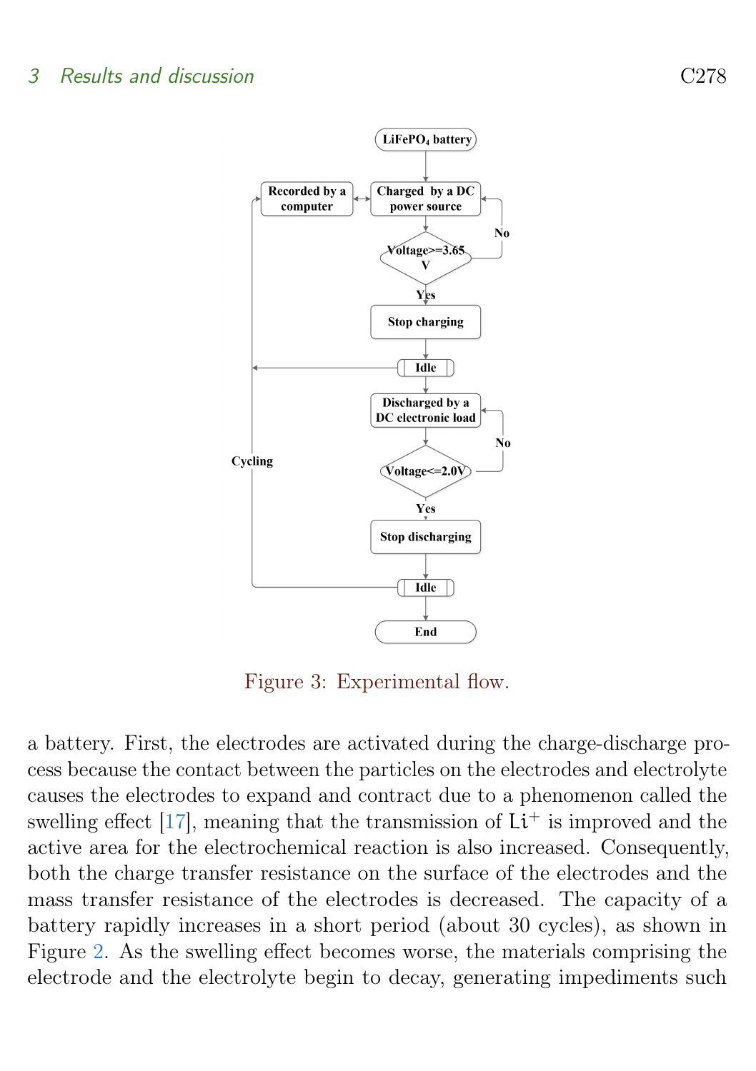Figure 3: Experimental flow.

a battery. First, the electrodes are activated during the charge-discharge process because the contact between the particles on the electrodes and electrolyte causes the electrodes to expand and contract due to a phenomenon called the swelling effect [17], meaning that the transmission of $Li^+$ is improved and the active area for the electrochemical reaction is also increased. Consequently, both the charge transfer resistance on the surface of the electrodes and the mass transfer resistance of the electrodes is decreased. The capacity of a battery rapidly increases in a short period (about 30 cycles), as shown in Figure 2. As the swelling effect becomes worse, the materials comprising the electrode and the electrolyte begin to decay, generating impediments such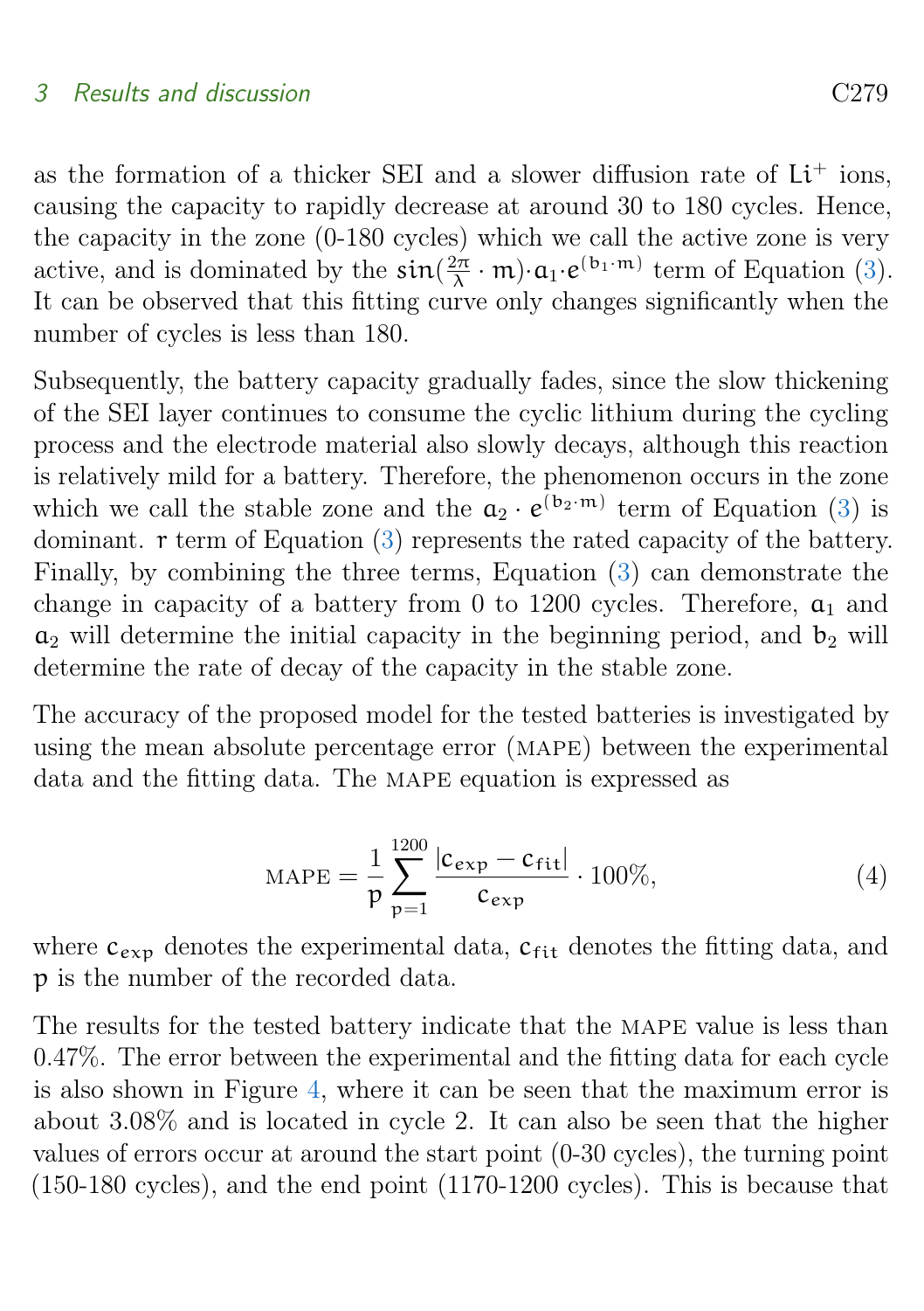as the formation of a thicker SEI and a slower diffusion rate of $Li^+$ ions, causing the capacity to rapidly decrease at around 30 to 180 cycles. Hence, the capacity in the zone (0-180 cycles) which we call the active zone is very active, and is dominated by the $\sin(\frac{2\pi}{\lambda} \cdot m) \cdot a_1 \cdot e^{(b_1 \cdot m)}$ term of Equation (3). It can be observed that this fitting curve only changes significantly when the number of cycles is less than 180.

Subsequently, the battery capacity gradually fades, since the slow thickening of the SEI layer continues to consume the cyclic lithium during the cycling process and the electrode material also slowly decays, although this reaction is relatively mild for a battery. Therefore, the phenomenon occurs in the zone which we call the stable zone and the $a_2 \cdot e^{(b_2 \cdot m)}$ term of Equation (3) is dominant. $r$ term of Equation (3) represents the rated capacity of the battery. Finally, by combining the three terms, Equation (3) can demonstrate the change in capacity of a battery from 0 to 1200 cycles. Therefore, $a_1$ and $a_2$ will determine the initial capacity in the beginning period, and $b_2$ will determine the rate of decay of the capacity in the stable zone.

The accuracy of the proposed model for the tested batteries is investigated by using the mean absolute percentage error (MAPE) between the experimental data and the fitting data. The MAPE equation is expressed as

$$\text{MAPE} = \frac{1}{p} \sum_{p=1}^{1200} \frac{|c_{exp} - c_{fit}|}{c_{exp}} \cdot 100\%, \tag{4}$$

where $c_{exp}$ denotes the experimental data, $c_{fit}$ denotes the fitting data, and $p$ is the number of the recorded data.

The results for the tested battery indicate that the MAPE value is less than 0.47%. The error between the experimental and the fitting data for each cycle is also shown in Figure 4, where it can be seen that the maximum error is about 3.08% and is located in cycle 2. It can also be seen that the higher values of errors occur at around the start point (0-30 cycles), the turning point (150-180 cycles), and the end point (1170-1200 cycles). This is because that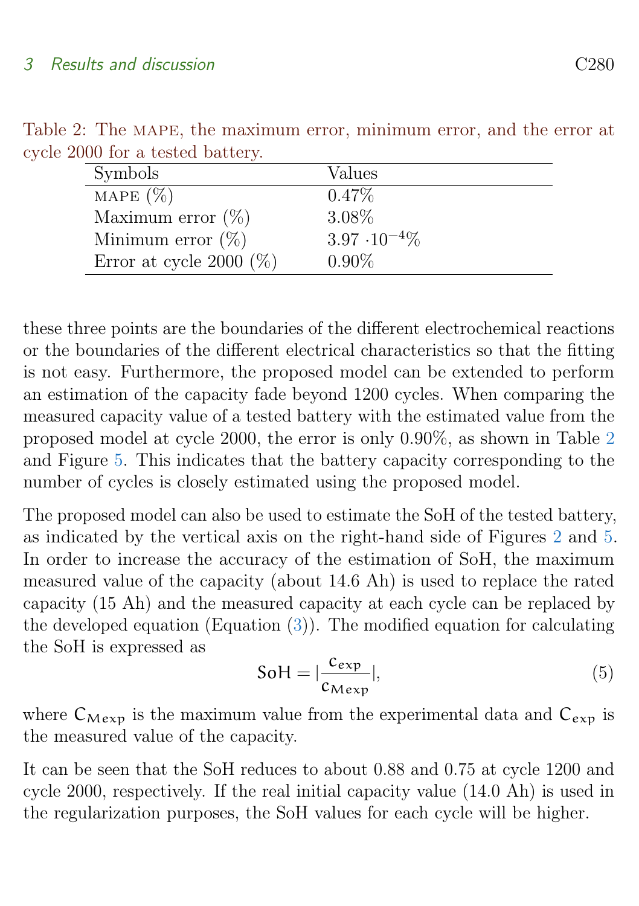Table 2: The MAPE, the maximum error, minimum error, and the error at cycle 2000 for a tested battery.

| Symbols | Values |
|---|---|
| MAPE (%) | 0.47% |
| Maximum error (%) | 3.08% |
| Minimum error (%) | $3.97 \cdot 10^{-4}$% |
| Error at cycle 2000 (%) | 0.90% |

these three points are the boundaries of the different electrochemical reactions or the boundaries of the different electrical characteristics so that the fitting is not easy. Furthermore, the proposed model can be extended to perform an estimation of the capacity fade beyond 1200 cycles. When comparing the measured capacity value of a tested battery with the estimated value from the proposed model at cycle 2000, the error is only 0.90%, as shown in Table 2 and Figure 5. This indicates that the battery capacity corresponding to the number of cycles is closely estimated using the proposed model.

The proposed model can also be used to estimate the SoH of the tested battery, as indicated by the vertical axis on the right-hand side of Figures 2 and 5. In order to increase the accuracy of the estimation of SoH, the maximum measured value of the capacity (about 14.6 Ah) is used to replace the rated capacity (15 Ah) and the measured capacity at each cycle can be replaced by the developed equation (Equation (3)). The modified equation for calculating the SoH is expressed as

$$\mathsf{SoH} = \left|\frac{\mathsf{C}_{exp}}{\mathsf{C}_{Mexp}}\right|, \tag{5}$$

where $\mathsf{C}_{Mexp}$ is the maximum value from the experimental data and $\mathsf{C}_{exp}$ is the measured value of the capacity.

It can be seen that the SoH reduces to about 0.88 and 0.75 at cycle 1200 and cycle 2000, respectively. If the real initial capacity value (14.0 Ah) is used in the regularization purposes, the SoH values for each cycle will be higher.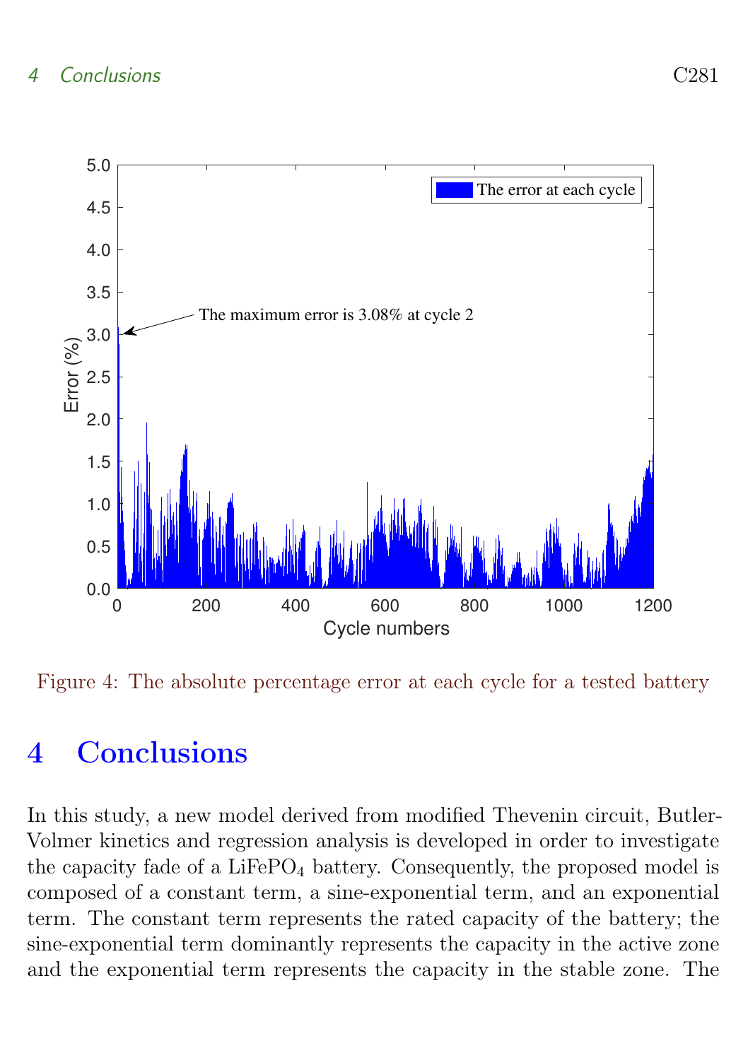Figure 4: The absolute percentage error at each cycle for a tested battery

# 4 Conclusions

In this study, a new model derived from modified Thevenin circuit, Butler-Volmer kinetics and regression analysis is developed in order to investigate the capacity fade of a $LiFePO_4$ battery. Consequently, the proposed model is composed of a constant term, a sine-exponential term, and an exponential term. The constant term represents the rated capacity of the battery; the sine-exponential term dominantly represents the capacity in the active zone and the exponential term represents the capacity in the stable zone. The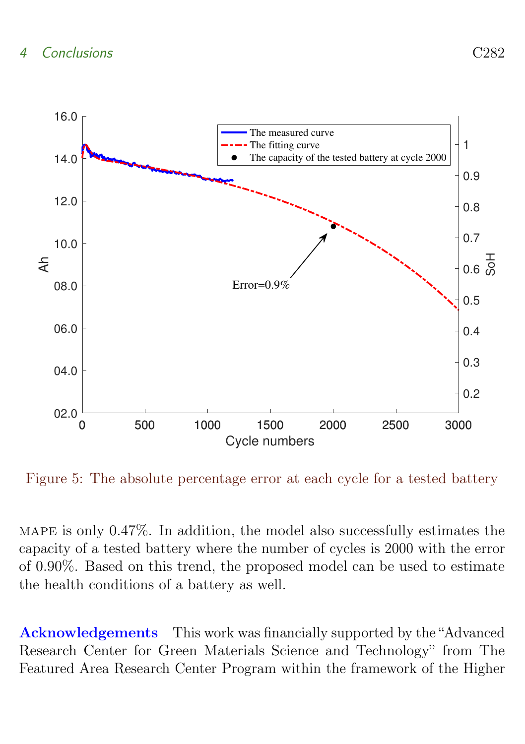Figure 5: The absolute percentage error at each cycle for a tested battery

MAPE is only 0.47%. In addition, the model also successfully estimates the capacity of a tested battery where the number of cycles is 2000 with the error of 0.90%. Based on this trend, the proposed model can be used to estimate the health conditions of a battery as well.

**Acknowledgements** This work was financially supported by the "Advanced Research Center for Green Materials Science and Technology" from The Featured Area Research Center Program within the framework of the Higher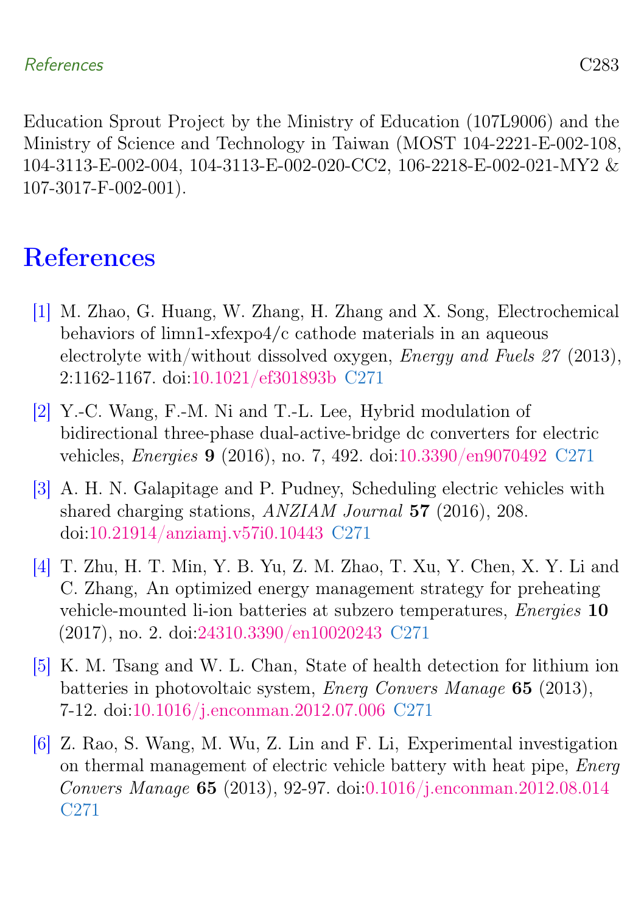Education Sprout Project by the Ministry of Education (107L9006) and the Ministry of Science and Technology in Taiwan (MOST 104-2221-E-002-108, 104-3113-E-002-004, 104-3113-E-002-020-CC2, 106-2218-E-002-021-MY2 & 107-3017-F-002-001).

# References

[1] M. Zhao, G. Huang, W. Zhang, H. Zhang and X. Song, Electrochemical behaviors of limn1-xfexpo4/c cathode materials in an aqueous electrolyte with/without dissolved oxygen, *Energy and Fuels 27* (2013), 2:1162-1167. doi:10.1021/ef301893b C271

[2] Y.-C. Wang, F.-M. Ni and T.-L. Lee, Hybrid modulation of bidirectional three-phase dual-active-bridge dc converters for electric vehicles, *Energies* **9** (2016), no. 7, 492. doi:10.3390/en9070492 C271

[3] A. H. N. Galapitage and P. Pudney, Scheduling electric vehicles with shared charging stations, *ANZIAM Journal* **57** (2016), 208. doi:10.21914/anziamj.v57i0.10443 C271

[4] T. Zhu, H. T. Min, Y. B. Yu, Z. M. Zhao, T. Xu, Y. Chen, X. Y. Li and C. Zhang, An optimized energy management strategy for preheating vehicle-mounted li-ion batteries at subzero temperatures, *Energies* **10** (2017), no. 2. doi:24310.3390/en10020243 C271

[5] K. M. Tsang and W. L. Chan, State of health detection for lithium ion batteries in photovoltaic system, *Energ Convers Manage* **65** (2013), 7-12. doi:10.1016/j.enconman.2012.07.006 C271

[6] Z. Rao, S. Wang, M. Wu, Z. Lin and F. Li, Experimental investigation on thermal management of electric vehicle battery with heat pipe, *Energ Convers Manage* **65** (2013), 92-97. doi:0.1016/j.enconman.2012.08.014 C271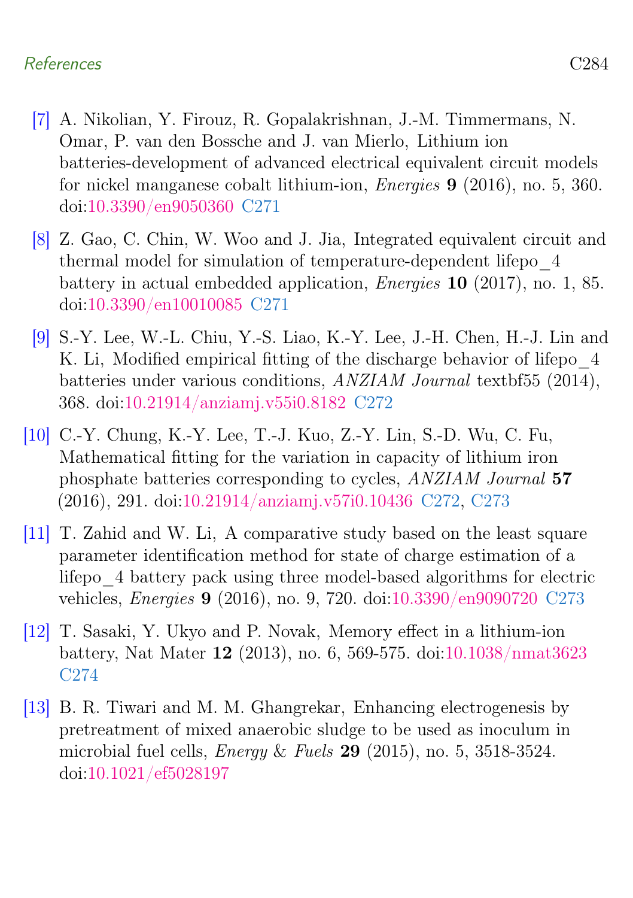[7] A. Nikolian, Y. Firouz, R. Gopalakrishnan, J.-M. Timmermans, N. Omar, P. van den Bossche and J. van Mierlo, Lithium ion batteries-development of advanced electrical equivalent circuit models for nickel manganese cobalt lithium-ion, *Energies* **9** (2016), no. 5, 360. doi:10.3390/en9050360 C271

[8] Z. Gao, C. Chin, W. Woo and J. Jia, Integrated equivalent circuit and thermal model for simulation of temperature-dependent lifepo_4 battery in actual embedded application, *Energies* **10** (2017), no. 1, 85. doi:10.3390/en10010085 C271

[9] S.-Y. Lee, W.-L. Chiu, Y.-S. Liao, K.-Y. Lee, J.-H. Chen, H.-J. Lin and K. Li, Modified empirical fitting of the discharge behavior of lifepo_4 batteries under various conditions, *ANZIAM Journal* textbf55 (2014), 368. doi:10.21914/anziamj.v55i0.8182 C272

[10] C.-Y. Chung, K.-Y. Lee, T.-J. Kuo, Z.-Y. Lin, S.-D. Wu, C. Fu, Mathematical fitting for the variation in capacity of lithium iron phosphate batteries corresponding to cycles, *ANZIAM Journal* **57** (2016), 291. doi:10.21914/anziamj.v57i0.10436 C272, C273

[11] T. Zahid and W. Li, A comparative study based on the least square parameter identification method for state of charge estimation of a lifepo_4 battery pack using three model-based algorithms for electric vehicles, *Energies* **9** (2016), no. 9, 720. doi:10.3390/en9090720 C273

[12] T. Sasaki, Y. Ukyo and P. Novak, Memory effect in a lithium-ion battery, Nat Mater **12** (2013), no. 6, 569-575. doi:10.1038/nmat3623 C274

[13] B. R. Tiwari and M. M. Ghangrekar, Enhancing electrogenesis by pretreatment of mixed anaerobic sludge to be used as inoculum in microbial fuel cells, *Energy & Fuels* **29** (2015), no. 5, 3518-3524. doi:10.1021/ef5028197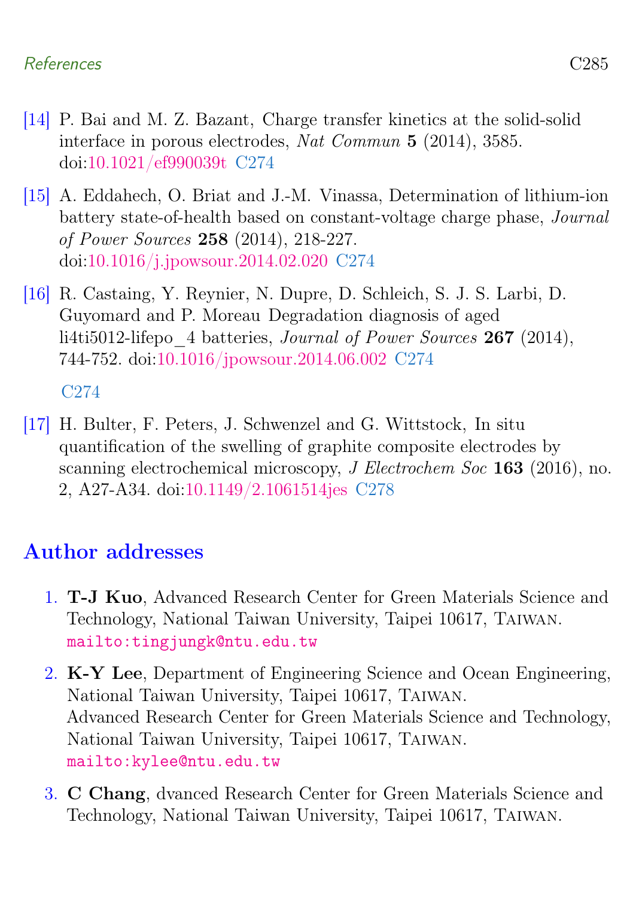[14] P. Bai and M. Z. Bazant, Charge transfer kinetics at the solid-solid interface in porous electrodes, *Nat Commun* **5** (2014), 3585. doi:10.1021/ef990039t C274

[15] A. Eddahech, O. Briat and J.-M. Vinassa, Determination of lithium-ion battery state-of-health based on constant-voltage charge phase, *Journal of Power Sources* **258** (2014), 218-227. doi:10.1016/j.jpowsour.2014.02.020 C274

[16] R. Castaing, Y. Reynier, N. Dupre, D. Schleich, S. J. S. Larbi, D. Guyomard and P. Moreau Degradation diagnosis of aged li4ti5012-lifepo_4 batteries, *Journal of Power Sources* **267** (2014), 744-752. doi:10.1016/jpowsour.2014.06.002 C274

C274

[17] H. Bulter, F. Peters, J. Schwenzel and G. Wittstock, In situ quantification of the swelling of graphite composite electrodes by scanning electrochemical microscopy, *J Electrochem Soc* **163** (2016), no. 2, A27-A34. doi:10.1149/2.1061514jes C278

## Author addresses

1. **T-J Kuo**, Advanced Research Center for Green Materials Science and Technology, National Taiwan University, Taipei 10617, Taiwan.
   mailto:tingjungk@ntu.edu.tw
2. **K-Y Lee**, Department of Engineering Science and Ocean Engineering, National Taiwan University, Taipei 10617, Taiwan.
   Advanced Research Center for Green Materials Science and Technology, National Taiwan University, Taipei 10617, Taiwan.
   mailto:kylee@ntu.edu.tw
3. **C Chang**, dvanced Research Center for Green Materials Science and Technology, National Taiwan University, Taipei 10617, Taiwan.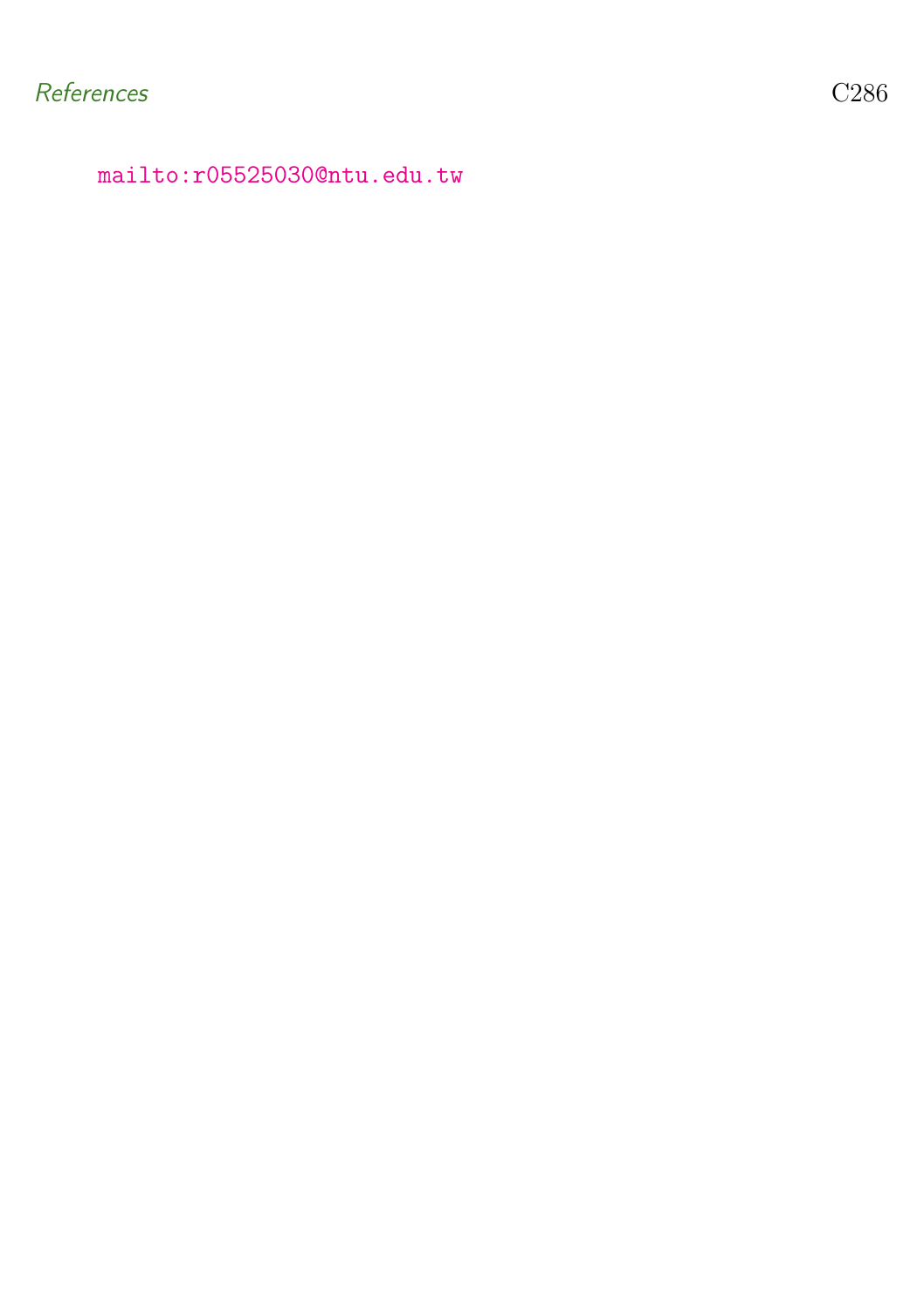mailto:r05525030@ntu.edu.tw